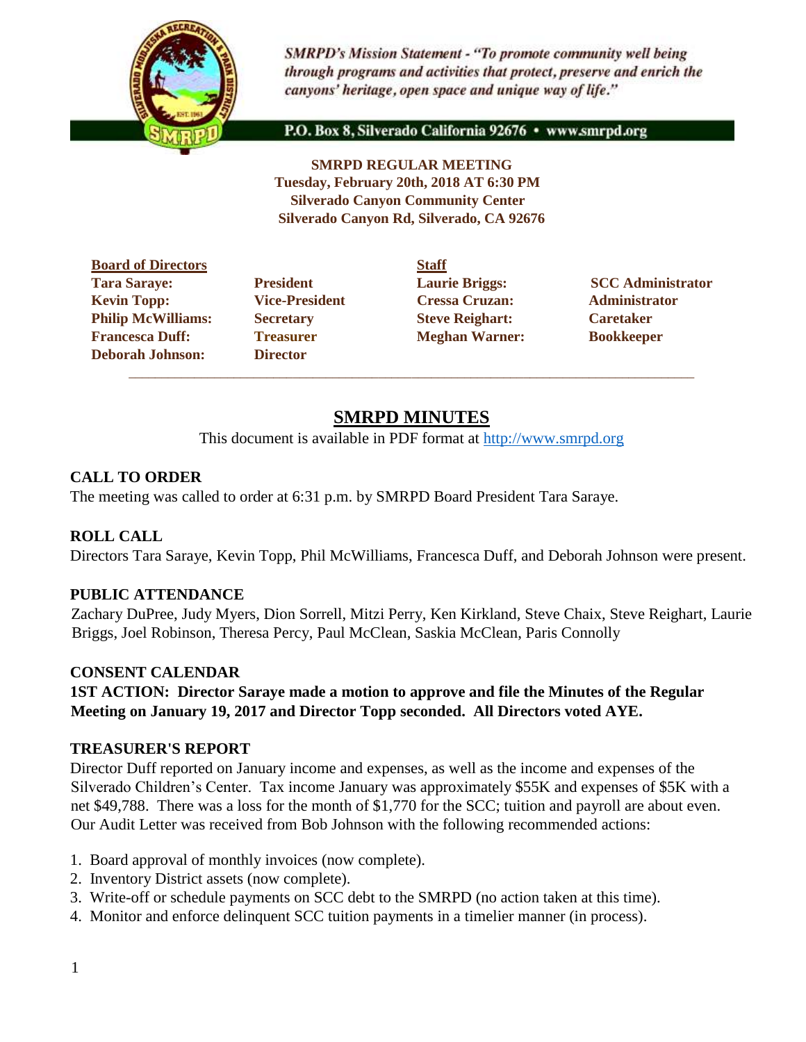SMRPD's Mission Statement - *"To promote community well being through programs and activities that protect, preserve and enrich the canyons' heritage, open space and unique way of life."*

P.O. Box 8, Silverado California 92676 • www.smrpd.org

**SMRPD REGULAR MEETING**
**Tuesday, February 20th, 2018 AT 6:30 PM**
**Silverado Canyon Community Center**
**Silverado Canyon Rd, Silverado, CA 92676**

| Board of Directors | | Staff | |
|---|---|---|---|
| **Tara Saraye:** | **President** | **Laurie Briggs:** | **SCC Administrator** |
| **Kevin Topp:** | **Vice-President** | **Cressa Cruzan:** | **Administrator** |
| **Philip McWilliams:** | **Secretary** | **Steve Reighart:** | **Caretaker** |
| **Francesca Duff:** | **Treasurer** | **Meghan Warner:** | **Bookkeeper** |
| **Deborah Johnson:** | **Director** | | |

# SMRPD MINUTES

This document is available in PDF format at http://www.smrpd.org

## CALL TO ORDER

The meeting was called to order at 6:31 p.m. by SMRPD Board President Tara Saraye.

## ROLL CALL

Directors Tara Saraye, Kevin Topp, Phil McWilliams, Francesca Duff, and Deborah Johnson were present.

## PUBLIC ATTENDANCE

Zachary DuPree, Judy Myers, Dion Sorrell, Mitzi Perry, Ken Kirkland, Steve Chaix, Steve Reighart, Laurie Briggs, Joel Robinson, Theresa Percy, Paul McClean, Saskia McClean, Paris Connolly

## CONSENT CALENDAR

**1ST ACTION: Director Saraye made a motion to approve and file the Minutes of the Regular Meeting on January 19, 2017 and Director Topp seconded. All Directors voted AYE.**

## TREASURER'S REPORT

Director Duff reported on January income and expenses, as well as the income and expenses of the Silverado Children's Center. Tax income January was approximately $55K and expenses of $5K with a net $49,788. There was a loss for the month of $1,770 for the SCC; tuition and payroll are about even. Our Audit Letter was received from Bob Johnson with the following recommended actions:

1. Board approval of monthly invoices (now complete).
2. Inventory District assets (now complete).
3. Write-off or schedule payments on SCC debt to the SMRPD (no action taken at this time).
4. Monitor and enforce delinquent SCC tuition payments in a timelier manner (in process).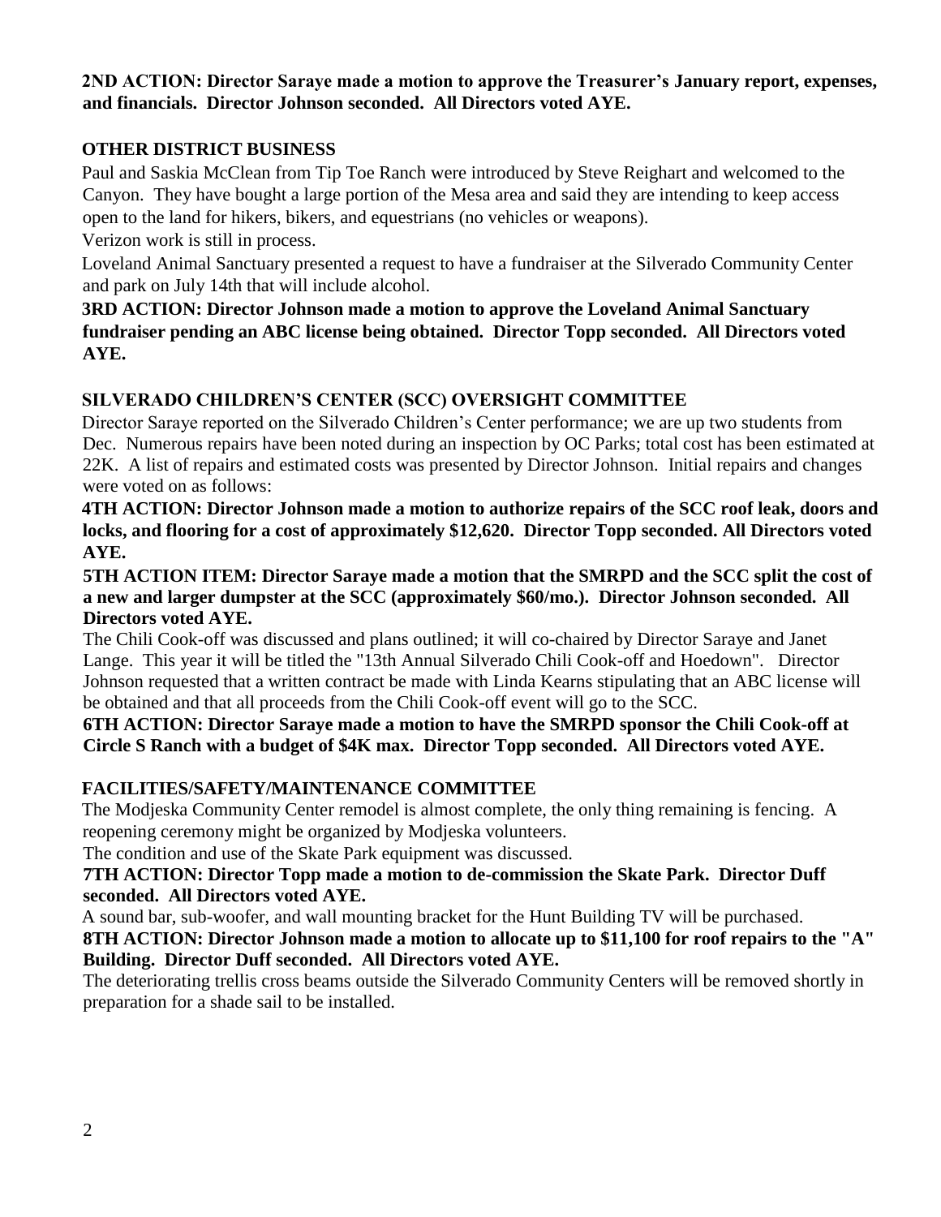**2ND ACTION: Director Saraye made a motion to approve the Treasurer's January report, expenses, and financials. Director Johnson seconded. All Directors voted AYE.**

## OTHER DISTRICT BUSINESS

Paul and Saskia McClean from Tip Toe Ranch were introduced by Steve Reighart and welcomed to the Canyon. They have bought a large portion of the Mesa area and said they are intending to keep access open to the land for hikers, bikers, and equestrians (no vehicles or weapons).

Verizon work is still in process.

Loveland Animal Sanctuary presented a request to have a fundraiser at the Silverado Community Center and park on July 14th that will include alcohol.

**3RD ACTION: Director Johnson made a motion to approve the Loveland Animal Sanctuary fundraiser pending an ABC license being obtained. Director Topp seconded. All Directors voted AYE.**

## SILVERADO CHILDREN'S CENTER (SCC) OVERSIGHT COMMITTEE

Director Saraye reported on the Silverado Children's Center performance; we are up two students from Dec. Numerous repairs have been noted during an inspection by OC Parks; total cost has been estimated at 22K. A list of repairs and estimated costs was presented by Director Johnson. Initial repairs and changes were voted on as follows:

**4TH ACTION: Director Johnson made a motion to authorize repairs of the SCC roof leak, doors and locks, and flooring for a cost of approximately $12,620. Director Topp seconded. All Directors voted AYE.**

**5TH ACTION ITEM: Director Saraye made a motion that the SMRPD and the SCC split the cost of a new and larger dumpster at the SCC (approximately $60/mo.). Director Johnson seconded. All Directors voted AYE.**

The Chili Cook-off was discussed and plans outlined; it will co-chaired by Director Saraye and Janet Lange. This year it will be titled the "13th Annual Silverado Chili Cook-off and Hoedown". Director Johnson requested that a written contract be made with Linda Kearns stipulating that an ABC license will be obtained and that all proceeds from the Chili Cook-off event will go to the SCC.

**6TH ACTION: Director Saraye made a motion to have the SMRPD sponsor the Chili Cook-off at Circle S Ranch with a budget of $4K max. Director Topp seconded. All Directors voted AYE.**

## FACILITIES/SAFETY/MAINTENANCE COMMITTEE

The Modjeska Community Center remodel is almost complete, the only thing remaining is fencing. A reopening ceremony might be organized by Modjeska volunteers.

The condition and use of the Skate Park equipment was discussed.

**7TH ACTION: Director Topp made a motion to de-commission the Skate Park. Director Duff seconded. All Directors voted AYE.**

A sound bar, sub-woofer, and wall mounting bracket for the Hunt Building TV will be purchased.

**8TH ACTION: Director Johnson made a motion to allocate up to $11,100 for roof repairs to the "A" Building. Director Duff seconded. All Directors voted AYE.**

The deteriorating trellis cross beams outside the Silverado Community Centers will be removed shortly in preparation for a shade sail to be installed.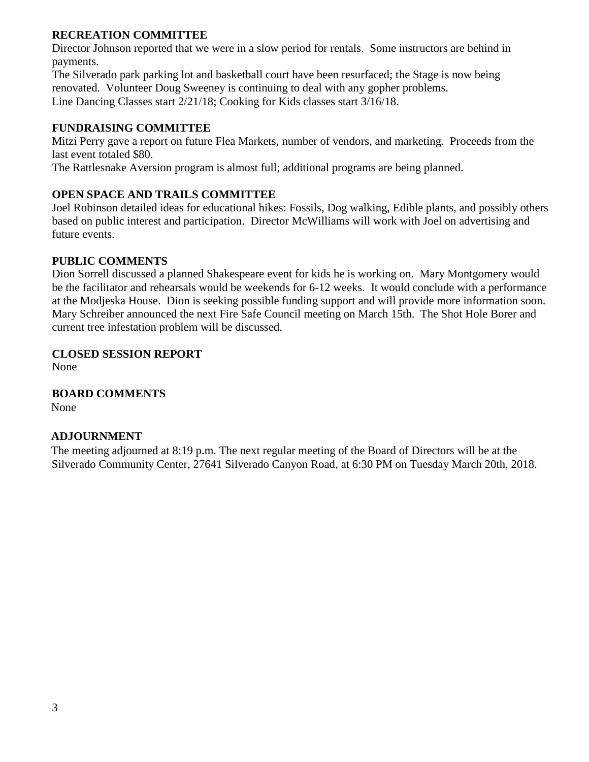**RECREATION COMMITTEE**

Director Johnson reported that we were in a slow period for rentals. Some instructors are behind in payments.

The Silverado park parking lot and basketball court have been resurfaced; the Stage is now being renovated. Volunteer Doug Sweeney is continuing to deal with any gopher problems.

Line Dancing Classes start 2/21/18; Cooking for Kids classes start 3/16/18.

**FUNDRAISING COMMITTEE**

Mitzi Perry gave a report on future Flea Markets, number of vendors, and marketing. Proceeds from the last event totaled $80.

The Rattlesnake Aversion program is almost full; additional programs are being planned.

**OPEN SPACE AND TRAILS COMMITTEE**

Joel Robinson detailed ideas for educational hikes: Fossils, Dog walking, Edible plants, and possibly others based on public interest and participation. Director McWilliams will work with Joel on advertising and future events.

**PUBLIC COMMENTS**

Dion Sorrell discussed a planned Shakespeare event for kids he is working on. Mary Montgomery would be the facilitator and rehearsals would be weekends for 6-12 weeks. It would conclude with a performance at the Modjeska House. Dion is seeking possible funding support and will provide more information soon.

Mary Schreiber announced the next Fire Safe Council meeting on March 15th. The Shot Hole Borer and current tree infestation problem will be discussed.

**CLOSED SESSION REPORT**

None

**BOARD COMMENTS**

None

**ADJOURNMENT**

The meeting adjourned at 8:19 p.m. The next regular meeting of the Board of Directors will be at the Silverado Community Center, 27641 Silverado Canyon Road, at 6:30 PM on Tuesday March 20th, 2018.